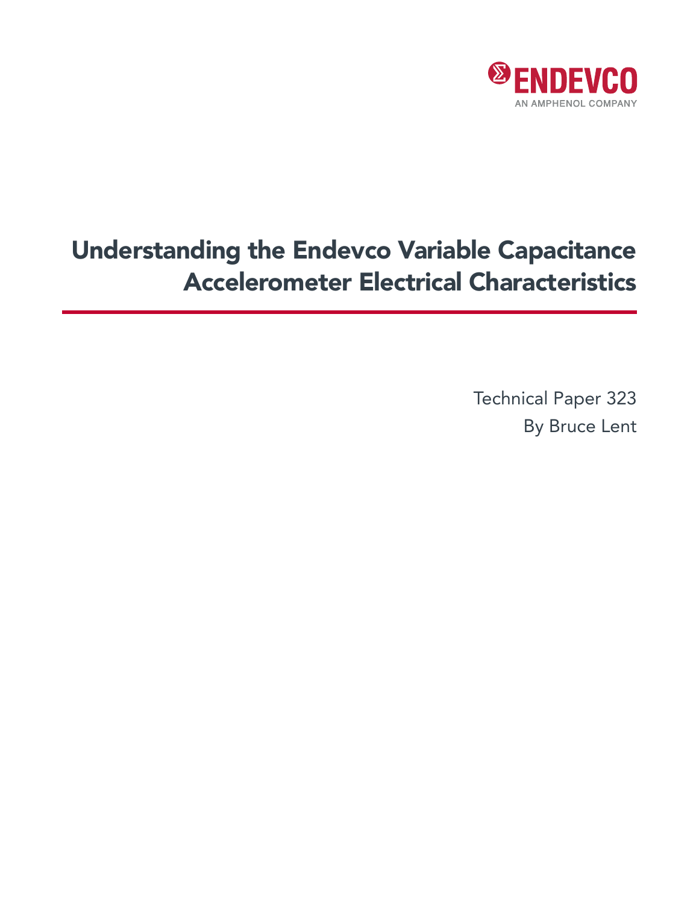ENDEVCO

AN AMPHENOL COMPANY

# Understanding the Endevco Variable Capacitance Accelerometer Electrical Characteristics

Technical Paper 323

By Bruce Lent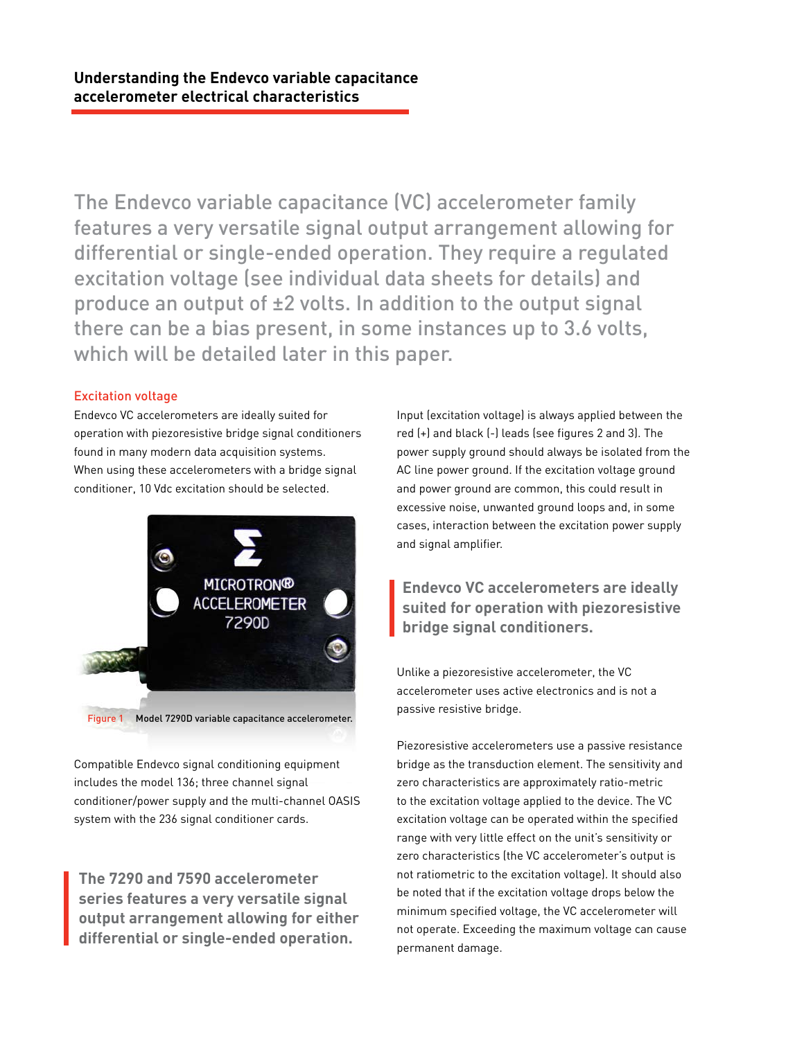## Understanding the Endevco variable capacitance accelerometer electrical characteristics

The Endevco variable capacitance (VC) accelerometer family features a very versatile signal output arrangement allowing for differential or single-ended operation. They require a regulated excitation voltage (see individual data sheets for details) and produce an output of ±2 volts. In addition to the output signal there can be a bias present, in some instances up to 3.6 volts, which will be detailed later in this paper.

### Excitation voltage

Endevco VC accelerometers are ideally suited for operation with piezoresistive bridge signal conditioners found in many modern data acquisition systems. When using these accelerometers with a bridge signal conditioner, 10 Vdc excitation should be selected.

Figure 1 Model 7290D variable capacitance accelerometer.

Compatible Endevco signal conditioning equipment includes the model 136; three channel signal conditioner/power supply and the multi-channel OASIS system with the 236 signal conditioner cards.

**The 7290 and 7590 accelerometer series features a very versatile signal output arrangement allowing for either differential or single-ended operation.**

Input (excitation voltage) is always applied between the red (+) and black (-) leads (see figures 2 and 3). The power supply ground should always be isolated from the AC line power ground. If the excitation voltage ground and power ground are common, this could result in excessive noise, unwanted ground loops and, in some cases, interaction between the excitation power supply and signal amplifier.

**Endevco VC accelerometers are ideally suited for operation with piezoresistive bridge signal conditioners.**

Unlike a piezoresistive accelerometer, the VC accelerometer uses active electronics and is not a passive resistive bridge.

Piezoresistive accelerometers use a passive resistance bridge as the transduction element. The sensitivity and zero characteristics are approximately ratio-metric to the excitation voltage applied to the device. The VC excitation voltage can be operated within the specified range with very little effect on the unit's sensitivity or zero characteristics (the VC accelerometer's output is not ratiometric to the excitation voltage). It should also be noted that if the excitation voltage drops below the minimum specified voltage, the VC accelerometer will not operate. Exceeding the maximum voltage can cause permanent damage.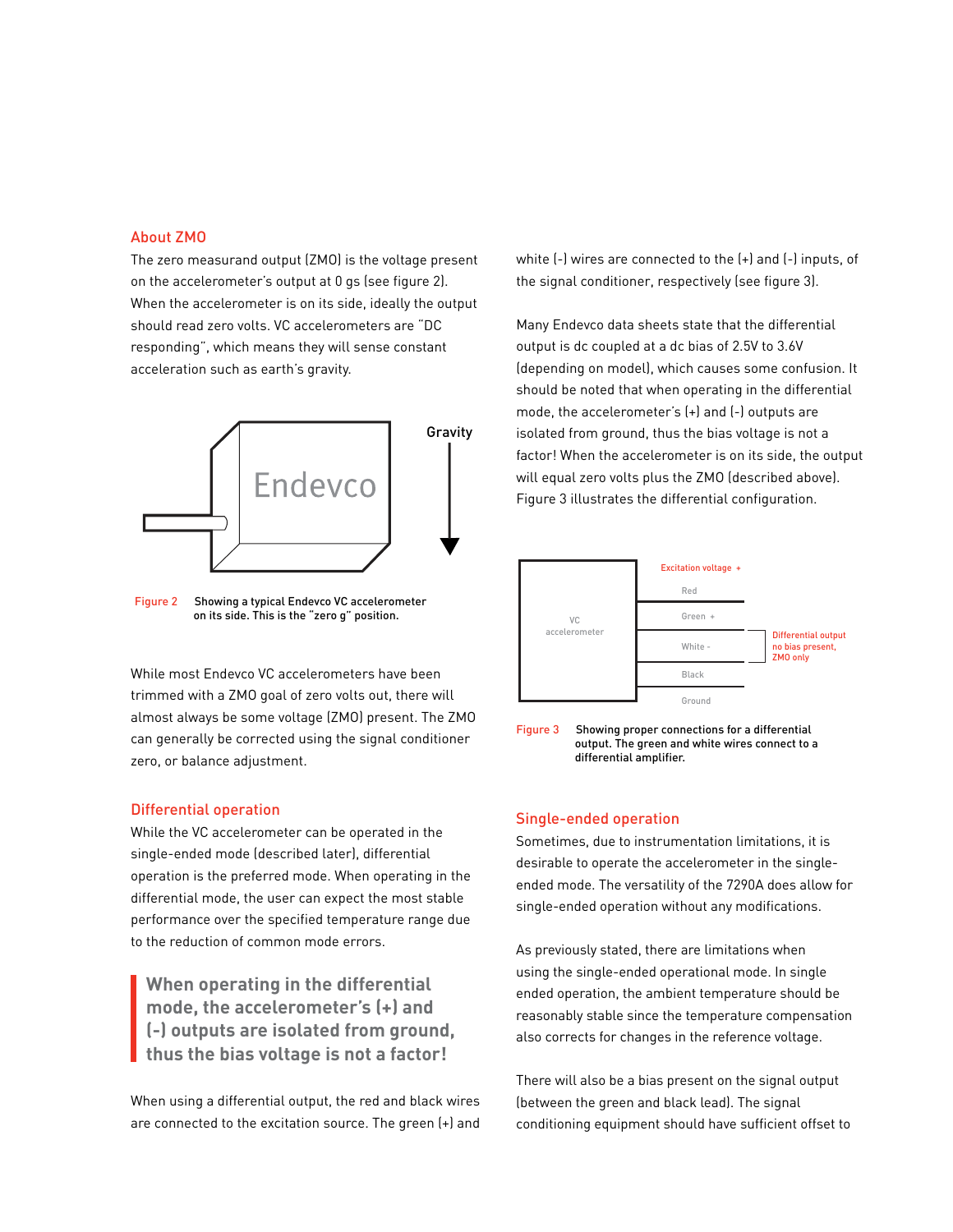## About ZMO

The zero measurand output (ZMO) is the voltage present on the accelerometer's output at 0 gs (see figure 2). When the accelerometer is on its side, ideally the output should read zero volts. VC accelerometers are "DC responding", which means they will sense constant acceleration such as earth's gravity.

Figure 2 Showing a typical Endevco VC accelerometer on its side. This is the "zero g" position.

While most Endevco VC accelerometers have been trimmed with a ZMO goal of zero volts out, there will almost always be some voltage (ZMO) present. The ZMO can generally be corrected using the signal conditioner zero, or balance adjustment.

## Differential operation

While the VC accelerometer can be operated in the single-ended mode (described later), differential operation is the preferred mode. When operating in the differential mode, the user can expect the most stable performance over the specified temperature range due to the reduction of common mode errors.

> **When operating in the differential mode, the accelerometer's (+) and (-) outputs are isolated from ground, thus the bias voltage is not a factor!**

When using a differential output, the red and black wires are connected to the excitation source. The green (+) and white (-) wires are connected to the (+) and (-) inputs, of the signal conditioner, respectively (see figure 3).

Many Endevco data sheets state that the differential output is dc coupled at a dc bias of 2.5V to 3.6V (depending on model), which causes some confusion. It should be noted that when operating in the differential mode, the accelerometer's (+) and (-) outputs are isolated from ground, thus the bias voltage is not a factor! When the accelerometer is on its side, the output will equal zero volts plus the ZMO (described above). Figure 3 illustrates the differential configuration.

Figure 3 Showing proper connections for a differential output. The green and white wires connect to a differential amplifier.

## Single-ended operation

Sometimes, due to instrumentation limitations, it is desirable to operate the accelerometer in the single-ended mode. The versatility of the 7290A does allow for single-ended operation without any modifications.

As previously stated, there are limitations when using the single-ended operational mode. In single ended operation, the ambient temperature should be reasonably stable since the temperature compensation also corrects for changes in the reference voltage.

There will also be a bias present on the signal output (between the green and black lead). The signal conditioning equipment should have sufficient offset to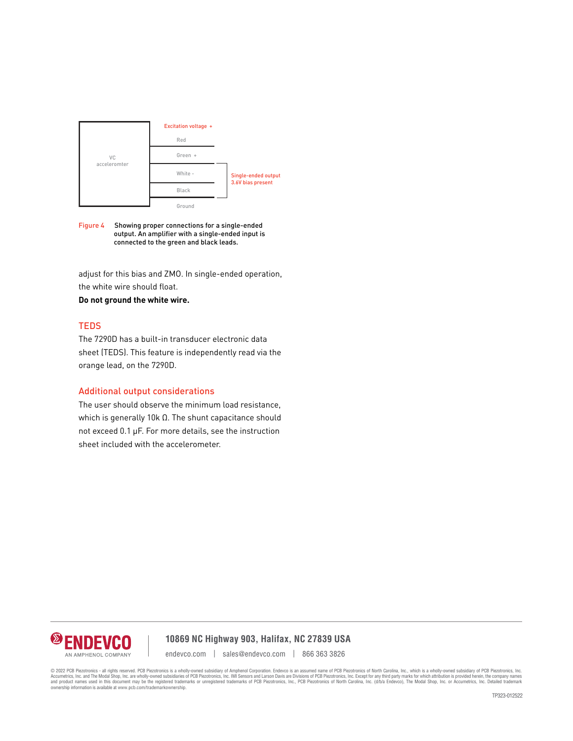VC
acceleromter

Excitation voltage +

Red

Green +

White -

Black

Ground

Single-ended output
3.6V bias present

Figure 4 Showing proper connections for a single-ended output. An amplifier with a single-ended input is connected to the green and black leads.

adjust for this bias and ZMO. In single-ended operation, the white wire should float.

**Do not ground the white wire.**

## TEDS

The 7290D has a built-in transducer electronic data sheet (TEDS). This feature is independently read via the orange lead, on the 7290D.

## Additional output considerations

The user should observe the minimum load resistance, which is generally 10k Ω. The shunt capacitance should not exceed 0.1 µF. For more details, see the instruction sheet included with the accelerometer.

ENDEVCO
AN AMPHENOL COMPANY

**10869 NC Highway 903, Halifax, NC 27839 USA**

endevco.com | sales@endevco.com | 866 363 3826

© 2022 PCB Piezotronics - all rights reserved. PCB Piezotronics is a wholly-owned subsidiary of Amphenol Corporation. Endevco is an assumed name of PCB Piezotronics of North Carolina, Inc., which is a wholly-owned subsidiary of PCB Piezotronics, Inc. Accumetrics, Inc. and The Modal Shop, Inc. are wholly-owned subsidiaries of PCB Piezotronics, Inc. IMI Sensors and Larson Davis are Divisions of PCB Piezotronics, Inc. Except for any third party marks for which attribution is provided herein, the company names and product names used in this document may be the registered trademarks or unregistered trademarks of PCB Piezotronics, Inc., PCB Piezotronics of North Carolina, Inc. (d/b/a Endevco), The Modal Shop, Inc. or Accumetrics, Inc. Detailed trademark ownership information is available at www.pcb.com/trademarkownership.

TP323-012522